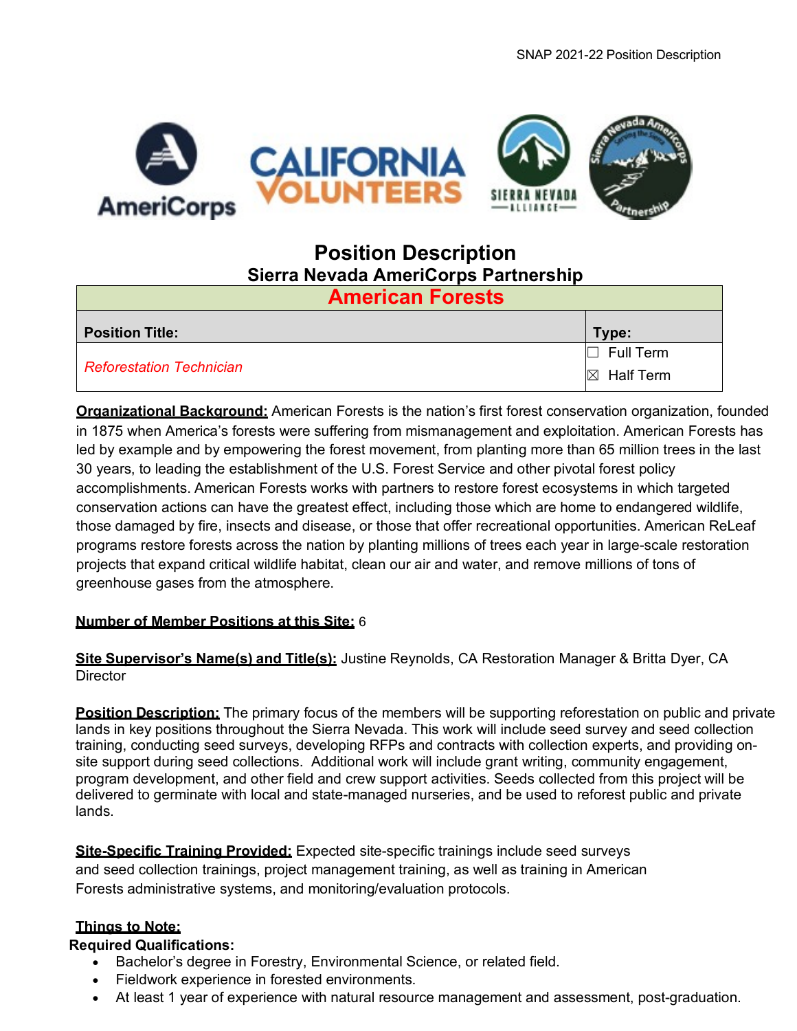# Position Description

## Sierra Nevada AmeriCorps Partnership

| American Forests | |
|---|---|
| **Position Title:** | **Type:** |
| *Reforestation Technician* | ☐ Full Term<br>☒ Half Term |

**Organizational Background:** American Forests is the nation's first forest conservation organization, founded in 1875 when America's forests were suffering from mismanagement and exploitation. American Forests has led by example and by empowering the forest movement, from planting more than 65 million trees in the last 30 years, to leading the establishment of the U.S. Forest Service and other pivotal forest policy accomplishments. American Forests works with partners to restore forest ecosystems in which targeted conservation actions can have the greatest effect, including those which are home to endangered wildlife, those damaged by fire, insects and disease, or those that offer recreational opportunities. American ReLeaf programs restore forests across the nation by planting millions of trees each year in large-scale restoration projects that expand critical wildlife habitat, clean our air and water, and remove millions of tons of greenhouse gases from the atmosphere.

**Number of Member Positions at this Site:** 6

**Site Supervisor's Name(s) and Title(s):** Justine Reynolds, CA Restoration Manager & Britta Dyer, CA Director

**Position Description:** The primary focus of the members will be supporting reforestation on public and private lands in key positions throughout the Sierra Nevada. This work will include seed survey and seed collection training, conducting seed surveys, developing RFPs and contracts with collection experts, and providing on-site support during seed collections. Additional work will include grant writing, community engagement, program development, and other field and crew support activities. Seeds collected from this project will be delivered to germinate with local and state-managed nurseries, and be used to reforest public and private lands.

**Site-Specific Training Provided:** Expected site-specific trainings include seed surveys and seed collection trainings, project management training, as well as training in American Forests administrative systems, and monitoring/evaluation protocols.

**Things to Note:**

**Required Qualifications:**

- Bachelor's degree in Forestry, Environmental Science, or related field.
- Fieldwork experience in forested environments.
- At least 1 year of experience with natural resource management and assessment, post-graduation.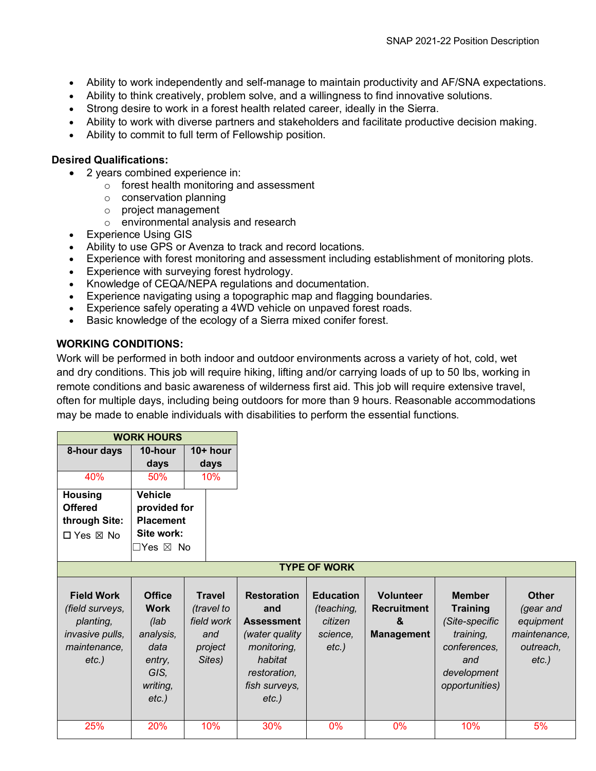- Ability to work independently and self-manage to maintain productivity and AF/SNA expectations.
- Ability to think creatively, problem solve, and a willingness to find innovative solutions.
- Strong desire to work in a forest health related career, ideally in the Sierra.
- Ability to work with diverse partners and stakeholders and facilitate productive decision making.
- Ability to commit to full term of Fellowship position.

**Desired Qualifications:**

- 2 years combined experience in:
  - forest health monitoring and assessment
  - conservation planning
  - project management
  - environmental analysis and research
- Experience Using GIS
- Ability to use GPS or Avenza to track and record locations.
- Experience with forest monitoring and assessment including establishment of monitoring plots.
- Experience with surveying forest hydrology.
- Knowledge of CEQA/NEPA regulations and documentation.
- Experience navigating using a topographic map and flagging boundaries.
- Experience safely operating a 4WD vehicle on unpaved forest roads.
- Basic knowledge of the ecology of a Sierra mixed conifer forest.

**WORKING CONDITIONS:**

Work will be performed in both indoor and outdoor environments across a variety of hot, cold, wet and dry conditions. This job will require hiking, lifting and/or carrying loads of up to 50 lbs, working in remote conditions and basic awareness of wilderness first aid. This job will require extensive travel, often for multiple days, including being outdoors for more than 9 hours. Reasonable accommodations may be made to enable individuals with disabilities to perform the essential functions.

| WORK HOURS | | |
|---|---|---|
| **8-hour days** | **10-hour days** | **10+ hour days** |
| 40% | 50% | 10% |
| **Housing Offered through Site:** ☐ Yes ☒ No | **Vehicle provided for Placement Site work:** ☐Yes ☒ No | |

| TYPE OF WORK | | | | | | | |
|---|---|---|---|---|---|---|---|
| **Field Work** *(field surveys, planting, invasive pulls, maintenance, etc.)* | **Office Work** *(lab analysis, data entry, GIS, writing, etc.)* | **Travel** *(travel to field work and project Sites)* | **Restoration and Assessment** *(water quality monitoring, habitat restoration, fish surveys, etc.)* | **Education** *(teaching, citizen science, etc.)* | **Volunteer Recruitment & Management** | **Member Training** *(Site-specific training, conferences, and development opportunities)* | **Other** *(gear and equipment maintenance, outreach, etc.)* |
| 25% | 20% | 10% | 30% | 0% | 0% | 10% | 5% |